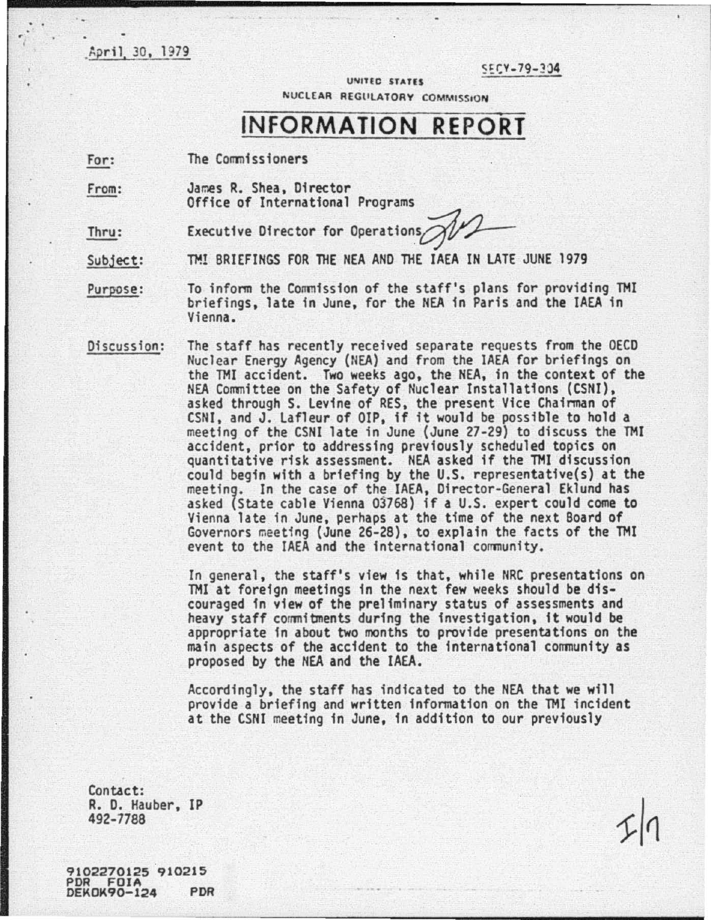April 30, 1979

SECY-79-304

UNITED STATES
NUCLEAR REGULATORY COMMISSION

# INFORMATION REPORT

For: The Commissioners

From: James R. Shea, Director
Office of International Programs

Thru: Executive Director for Operations

Subject: TMI BRIEFINGS FOR THE NEA AND THE IAEA IN LATE JUNE 1979

Purpose: To inform the Commission of the staff's plans for providing TMI briefings, late in June, for the NEA in Paris and the IAEA in Vienna.

Discussion: The staff has recently received separate requests from the OECD Nuclear Energy Agency (NEA) and from the IAEA for briefings on the TMI accident. Two weeks ago, the NEA, in the context of the NEA Committee on the Safety of Nuclear Installations (CSNI), asked through S. Levine of RES, the present Vice Chairman of CSNI, and J. Lafleur of OIP, if it would be possible to hold a meeting of the CSNI late in June (June 27-29) to discuss the TMI accident, prior to addressing previously scheduled topics on quantitative risk assessment. NEA asked if the TMI discussion could begin with a briefing by the U.S. representative(s) at the meeting. In the case of the IAEA, Director-General Eklund has asked (State cable Vienna 03768) if a U.S. expert could come to Vienna late in June, perhaps at the time of the next Board of Governors meeting (June 26-28), to explain the facts of the TMI event to the IAEA and the international community.

In general, the staff's view is that, while NRC presentations on TMI at foreign meetings in the next few weeks should be discouraged in view of the preliminary status of assessments and heavy staff commitments during the investigation, it would be appropriate in about two months to provide presentations on the main aspects of the accident to the international community as proposed by the NEA and the IAEA.

Accordingly, the staff has indicated to the NEA that we will provide a briefing and written information on the TMI incident at the CSNI meeting in June, in addition to our previously

Contact:
R. D. Hauber, IP
492-7788

I/1

9102270125 910215
PDR FOIA
DEKOK90-124 PDR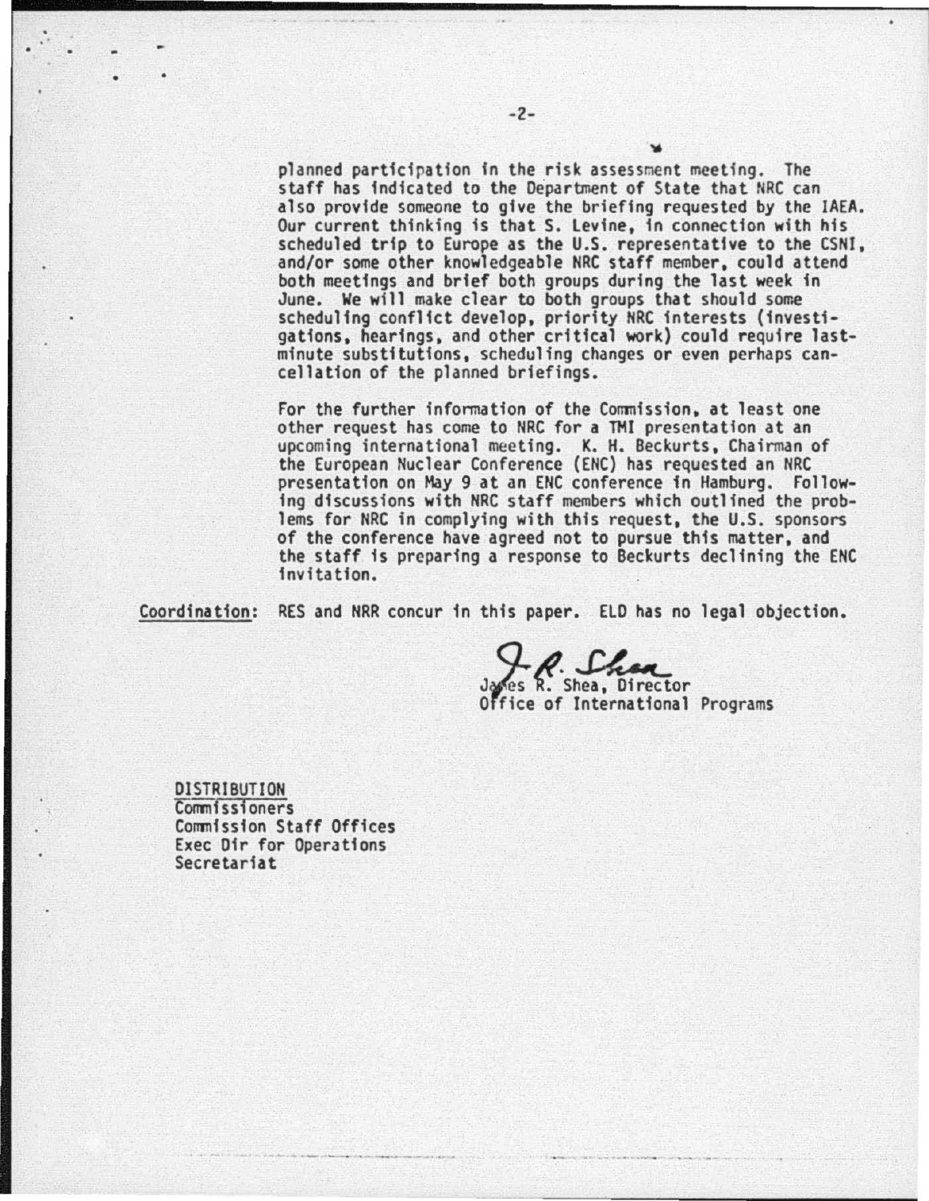planned participation in the risk assessment meeting. The staff has indicated to the Department of State that NRC can also provide someone to give the briefing requested by the IAEA. Our current thinking is that S. Levine, in connection with his scheduled trip to Europe as the U.S. representative to the CSNI, and/or some other knowledgeable NRC staff member, could attend both meetings and brief both groups during the last week in June. We will make clear to both groups that should some scheduling conflict develop, priority NRC interests (investigations, hearings, and other critical work) could require last-minute substitutions, scheduling changes or even perhaps cancellation of the planned briefings.

For the further information of the Commission, at least one other request has come to NRC for a TMI presentation at an upcoming international meeting. K. H. Beckurts, Chairman of the European Nuclear Conference (ENC) has requested an NRC presentation on May 9 at an ENC conference in Hamburg. Following discussions with NRC staff members which outlined the problems for NRC in complying with this request, the U.S. sponsors of the conference have agreed not to pursue this matter, and the staff is preparing a response to Beckurts declining the ENC invitation.

Coordination: RES and NRR concur in this paper. ELD has no legal objection.

J. R. Shea

James R. Shea, Director
Office of International Programs

DISTRIBUTION
Commissioners
Commission Staff Offices
Exec Dir for Operations
Secretariat